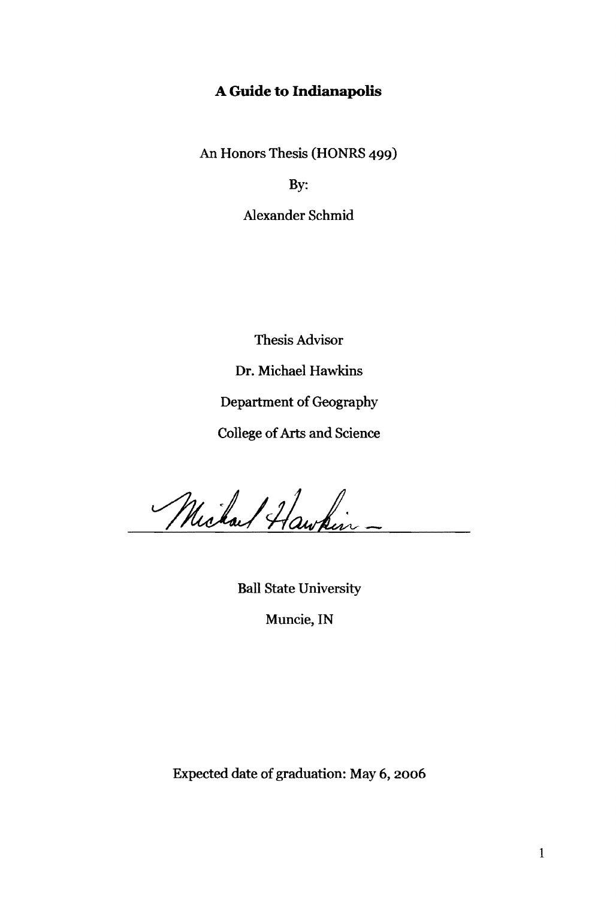# A Guide to Indianapolis

An Honors Thesis (HONRS 499)

By:

Alexander Schmid

Thesis Advisor

Dr. Michael Hawkins

Department of Geography

College of Arts and Science

Ball State University

Muncie, IN

Expected date of graduation: May 6, 2006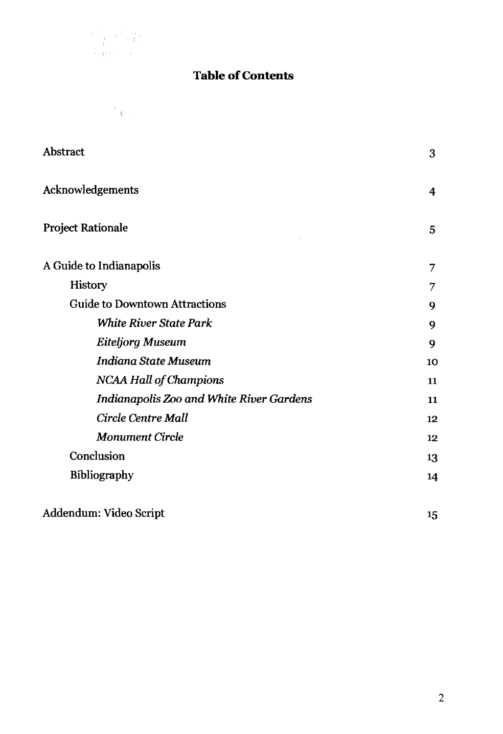# Table of Contents

| | |
|---|---|
| Abstract | 3 |
| Acknowledgements | 4 |
| Project Rationale | 5 |
| A Guide to Indianapolis | 7 |
| History | 7 |
| Guide to Downtown Attractions | 9 |
| *White River State Park* | 9 |
| *Eiteljorg Museum* | 9 |
| *Indiana State Museum* | 10 |
| *NCAA Hall of Champions* | 11 |
| *Indianapolis Zoo and White River Gardens* | 11 |
| *Circle Centre Mall* | 12 |
| *Monument Circle* | 12 |
| Conclusion | 13 |
| Bibliography | 14 |
| Addendum: Video Script | 15 |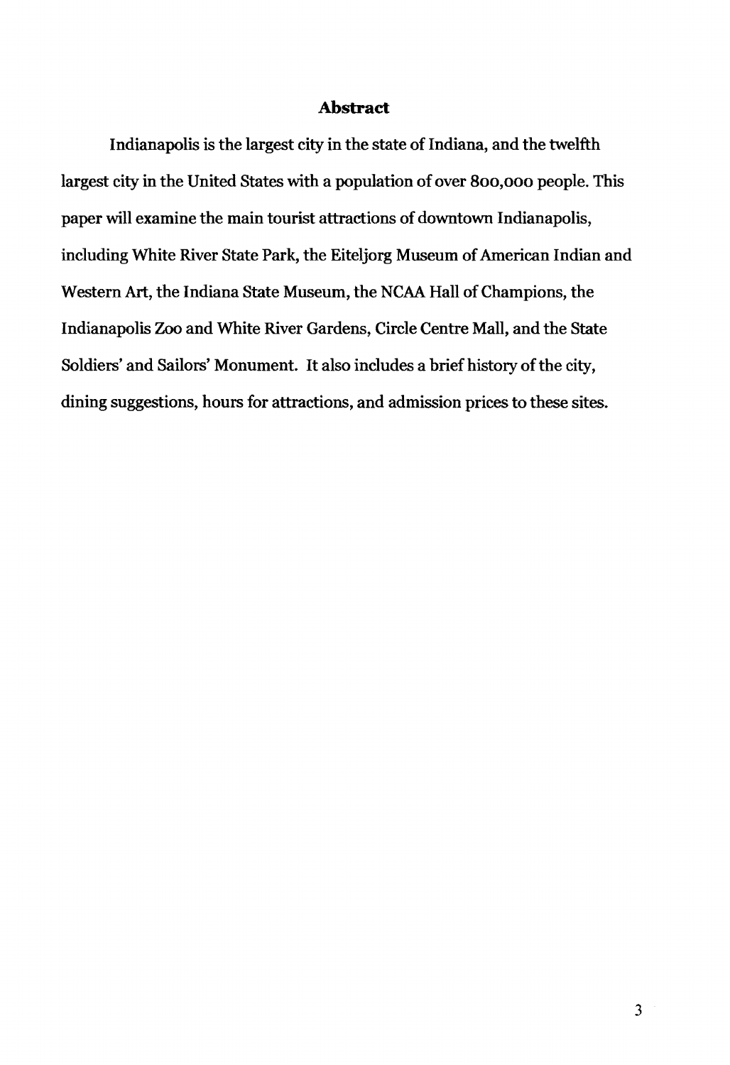## Abstract

Indianapolis is the largest city in the state of Indiana, and the twelfth largest city in the United States with a population of over 800,000 people. This paper will examine the main tourist attractions of downtown Indianapolis, including White River State Park, the Eiteljorg Museum of American Indian and Western Art, the Indiana State Museum, the NCAA Hall of Champions, the Indianapolis Zoo and White River Gardens, Circle Centre Mall, and the State Soldiers' and Sailors' Monument. It also includes a brief history of the city, dining suggestions, hours for attractions, and admission prices to these sites.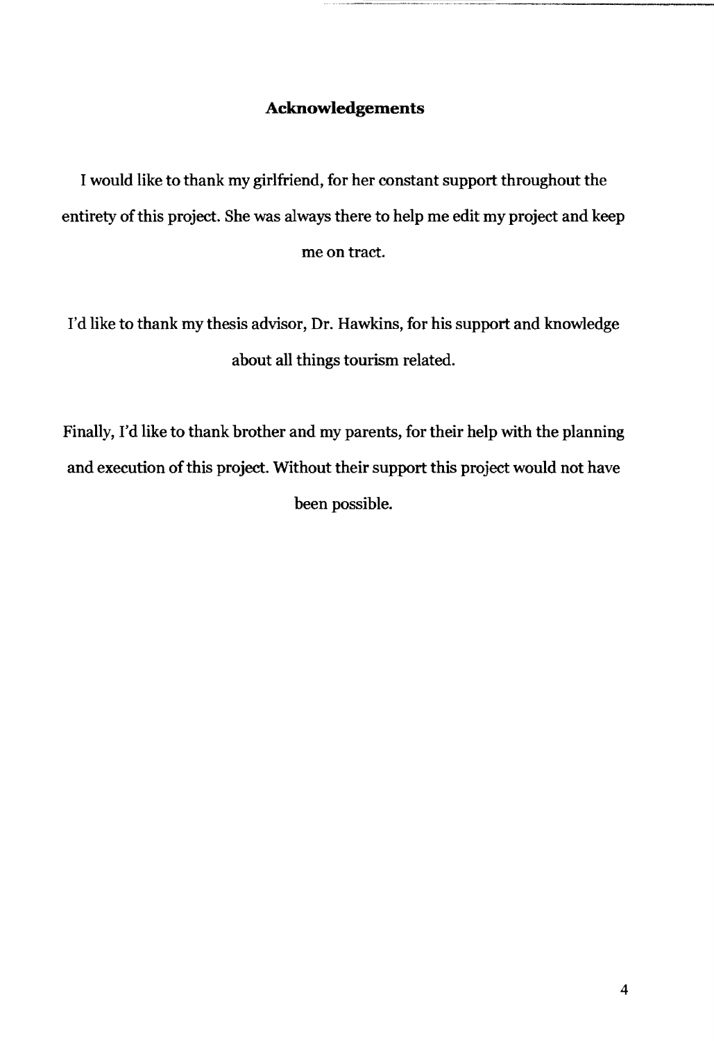## Acknowledgements

I would like to thank my girlfriend, for her constant support throughout the entirety of this project. She was always there to help me edit my project and keep me on tract.

I'd like to thank my thesis advisor, Dr. Hawkins, for his support and knowledge about all things tourism related.

Finally, I'd like to thank brother and my parents, for their help with the planning and execution of this project. Without their support this project would not have been possible.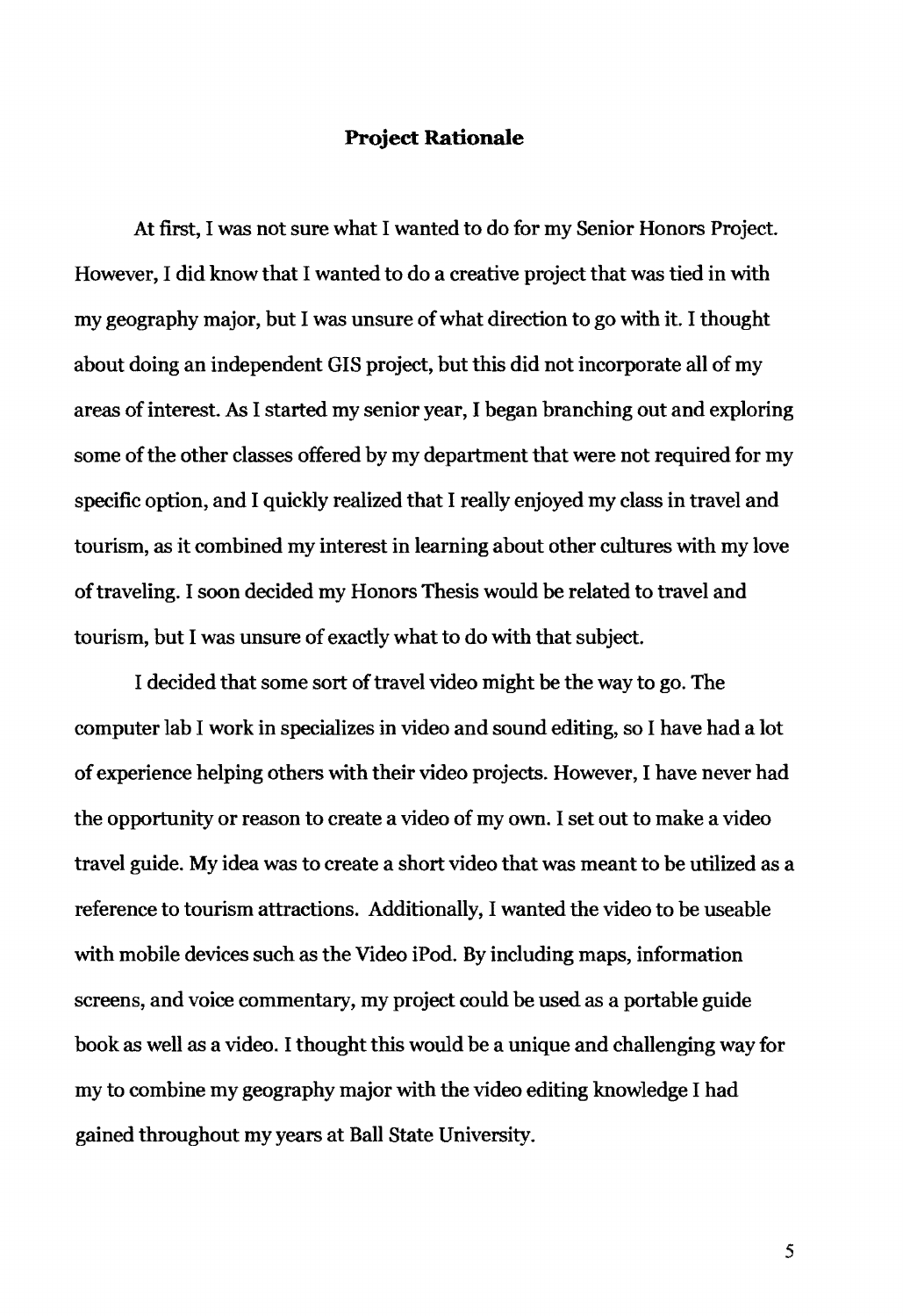## Project Rationale

At first, I was not sure what I wanted to do for my Senior Honors Project. However, I did know that I wanted to do a creative project that was tied in with my geography major, but I was unsure of what direction to go with it. I thought about doing an independent GIS project, but this did not incorporate all of my areas of interest. As I started my senior year, I began branching out and exploring some of the other classes offered by my department that were not required for my specific option, and I quickly realized that I really enjoyed my class in travel and tourism, as it combined my interest in learning about other cultures with my love of traveling. I soon decided my Honors Thesis would be related to travel and tourism, but I was unsure of exactly what to do with that subject.

I decided that some sort of travel video might be the way to go. The computer lab I work in specializes in video and sound editing, so I have had a lot of experience helping others with their video projects. However, I have never had the opportunity or reason to create a video of my own. I set out to make a video travel guide. My idea was to create a short video that was meant to be utilized as a reference to tourism attractions. Additionally, I wanted the video to be useable with mobile devices such as the Video iPod. By including maps, information screens, and voice commentary, my project could be used as a portable guide book as well as a video. I thought this would be a unique and challenging way for my to combine my geography major with the video editing knowledge I had gained throughout my years at Ball State University.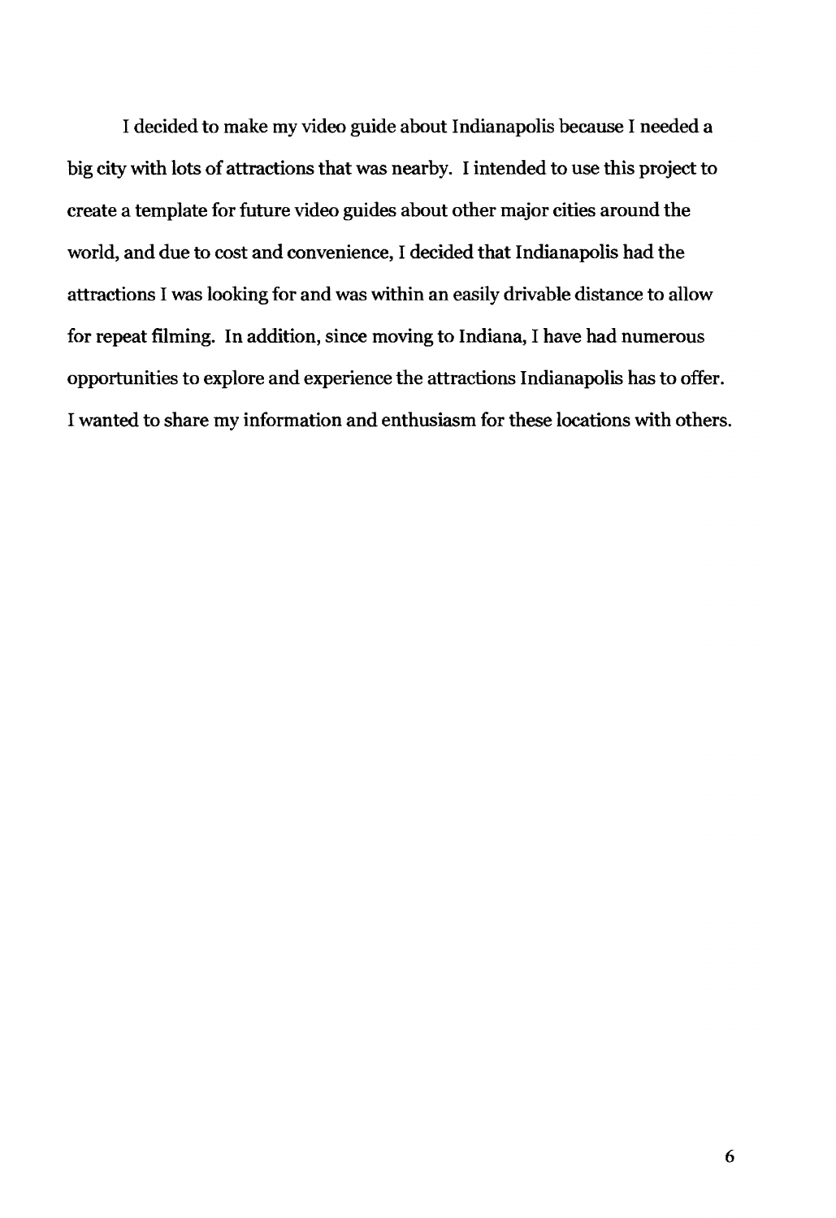I decided to make my video guide about Indianapolis because I needed a big city with lots of attractions that was nearby. I intended to use this project to create a template for future video guides about other major cities around the world, and due to cost and convenience, I decided that Indianapolis had the attractions I was looking for and was within an easily drivable distance to allow for repeat filming. In addition, since moving to Indiana, I have had numerous opportunities to explore and experience the attractions Indianapolis has to offer. I wanted to share my information and enthusiasm for these locations with others.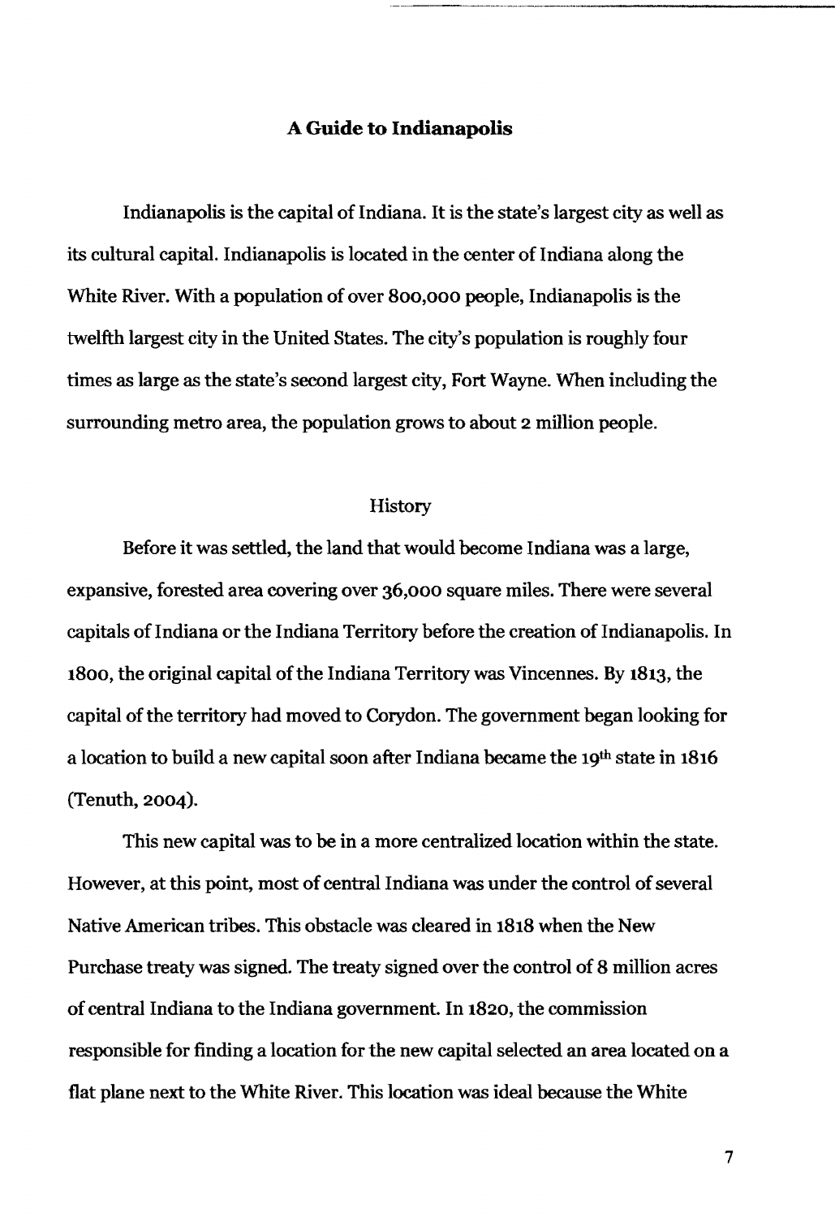# A Guide to Indianapolis

Indianapolis is the capital of Indiana. It is the state's largest city as well as its cultural capital. Indianapolis is located in the center of Indiana along the White River. With a population of over 800,000 people, Indianapolis is the twelfth largest city in the United States. The city's population is roughly four times as large as the state's second largest city, Fort Wayne. When including the surrounding metro area, the population grows to about 2 million people.

## History

Before it was settled, the land that would become Indiana was a large, expansive, forested area covering over 36,000 square miles. There were several capitals of Indiana or the Indiana Territory before the creation of Indianapolis. In 1800, the original capital of the Indiana Territory was Vincennes. By 1813, the capital of the territory had moved to Corydon. The government began looking for a location to build a new capital soon after Indiana became the 19th state in 1816 (Tenuth, 2004).

This new capital was to be in a more centralized location within the state. However, at this point, most of central Indiana was under the control of several Native American tribes. This obstacle was cleared in 1818 when the New Purchase treaty was signed. The treaty signed over the control of 8 million acres of central Indiana to the Indiana government. In 1820, the commission responsible for finding a location for the new capital selected an area located on a flat plane next to the White River. This location was ideal because the White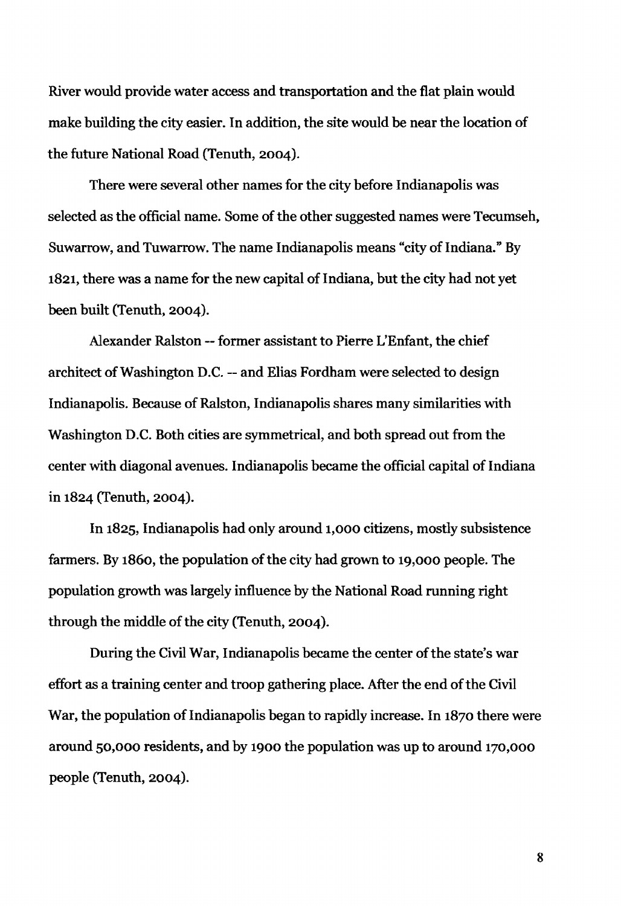River would provide water access and transportation and the flat plain would make building the city easier. In addition, the site would be near the location of the future National Road (Tenuth, 2004).

There were several other names for the city before Indianapolis was selected as the official name. Some of the other suggested names were Tecumseh, Suwarrow, and Tuwarrow. The name Indianapolis means "city of Indiana." By 1821, there was a name for the new capital of Indiana, but the city had not yet been built (Tenuth, 2004).

Alexander Ralston -- former assistant to Pierre L'Enfant, the chief architect of Washington D.C. -- and Elias Fordham were selected to design Indianapolis. Because of Ralston, Indianapolis shares many similarities with Washington D.C. Both cities are symmetrical, and both spread out from the center with diagonal avenues. Indianapolis became the official capital of Indiana in 1824 (Tenuth, 2004).

In 1825, Indianapolis had only around 1,000 citizens, mostly subsistence farmers. By 1860, the population of the city had grown to 19,000 people. The population growth was largely influence by the National Road running right through the middle of the city (Tenuth, 2004).

During the Civil War, Indianapolis became the center of the state's war effort as a training center and troop gathering place. After the end of the Civil War, the population of Indianapolis began to rapidly increase. In 1870 there were around 50,000 residents, and by 1900 the population was up to around 170,000 people (Tenuth, 2004).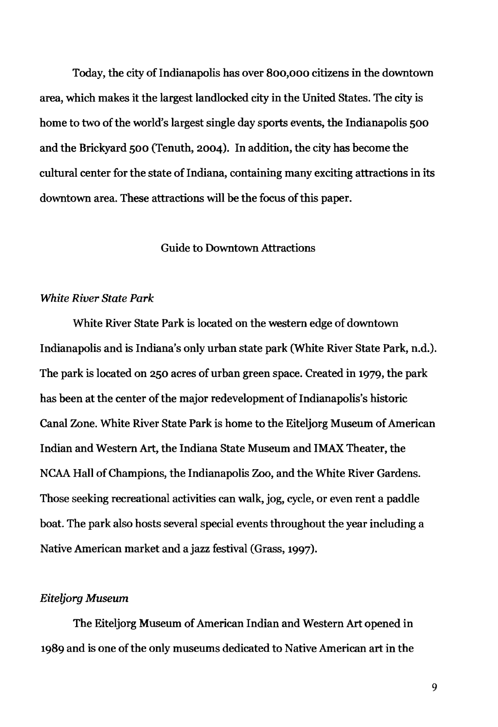Today, the city of Indianapolis has over 800,000 citizens in the downtown area, which makes it the largest landlocked city in the United States. The city is home to two of the world's largest single day sports events, the Indianapolis 500 and the Brickyard 500 (Tenuth, 2004). In addition, the city has become the cultural center for the state of Indiana, containing many exciting attractions in its downtown area. These attractions will be the focus of this paper.

## Guide to Downtown Attractions

### *White River State Park*

White River State Park is located on the western edge of downtown Indianapolis and is Indiana's only urban state park (White River State Park, n.d.). The park is located on 250 acres of urban green space. Created in 1979, the park has been at the center of the major redevelopment of Indianapolis's historic Canal Zone. White River State Park is home to the Eiteljorg Museum of American Indian and Western Art, the Indiana State Museum and IMAX Theater, the NCAA Hall of Champions, the Indianapolis Zoo, and the White River Gardens. Those seeking recreational activities can walk, jog, cycle, or even rent a paddle boat. The park also hosts several special events throughout the year including a Native American market and a jazz festival (Grass, 1997).

### *Eiteljorg Museum*

The Eiteljorg Museum of American Indian and Western Art opened in 1989 and is one of the only museums dedicated to Native American art in the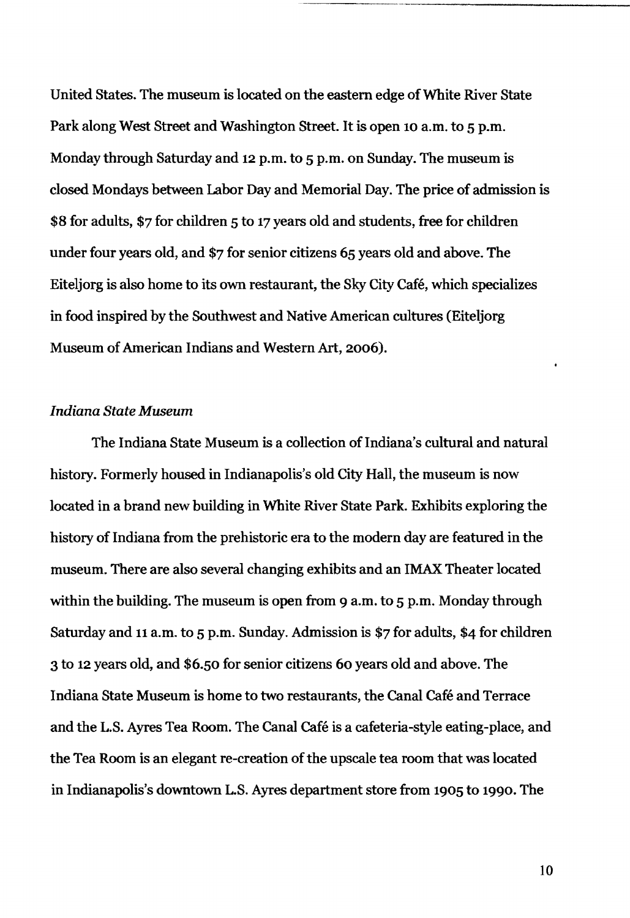United States. The museum is located on the eastern edge of White River State Park along West Street and Washington Street. It is open 10 a.m. to 5 p.m. Monday through Saturday and 12 p.m. to 5 p.m. on Sunday. The museum is closed Mondays between Labor Day and Memorial Day. The price of admission is $8 for adults, $7 for children 5 to 17 years old and students, free for children under four years old, and $7 for senior citizens 65 years old and above. The Eiteljorg is also home to its own restaurant, the Sky City Café, which specializes in food inspired by the Southwest and Native American cultures (Eiteljorg Museum of American Indians and Western Art, 2006).

*Indiana State Museum*

The Indiana State Museum is a collection of Indiana's cultural and natural history. Formerly housed in Indianapolis's old City Hall, the museum is now located in a brand new building in White River State Park. Exhibits exploring the history of Indiana from the prehistoric era to the modern day are featured in the museum. There are also several changing exhibits and an IMAX Theater located within the building. The museum is open from 9 a.m. to 5 p.m. Monday through Saturday and 11 a.m. to 5 p.m. Sunday. Admission is $7 for adults, $4 for children 3 to 12 years old, and $6.50 for senior citizens 60 years old and above. The Indiana State Museum is home to two restaurants, the Canal Café and Terrace and the L.S. Ayres Tea Room. The Canal Café is a cafeteria-style eating-place, and the Tea Room is an elegant re-creation of the upscale tea room that was located in Indianapolis's downtown L.S. Ayres department store from 1905 to 1990. The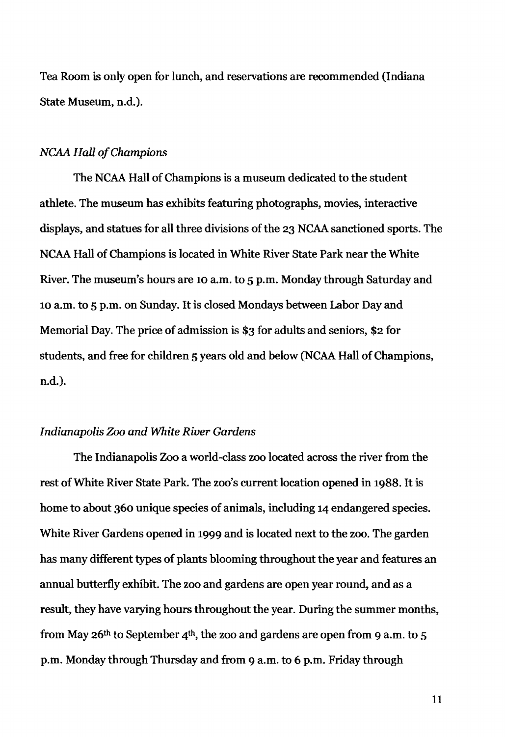Tea Room is only open for lunch, and reservations are recommended (Indiana State Museum, n.d.).

*NCAA Hall of Champions*

The NCAA Hall of Champions is a museum dedicated to the student athlete. The museum has exhibits featuring photographs, movies, interactive displays, and statues for all three divisions of the 23 NCAA sanctioned sports. The NCAA Hall of Champions is located in White River State Park near the White River. The museum's hours are 10 a.m. to 5 p.m. Monday through Saturday and 10 a.m. to 5 p.m. on Sunday. It is closed Mondays between Labor Day and Memorial Day. The price of admission is $3 for adults and seniors, $2 for students, and free for children 5 years old and below (NCAA Hall of Champions, n.d.).

*Indianapolis Zoo and White River Gardens*

The Indianapolis Zoo a world-class zoo located across the river from the rest of White River State Park. The zoo's current location opened in 1988. It is home to about 360 unique species of animals, including 14 endangered species. White River Gardens opened in 1999 and is located next to the zoo. The garden has many different types of plants blooming throughout the year and features an annual butterfly exhibit. The zoo and gardens are open year round, and as a result, they have varying hours throughout the year. During the summer months, from May 26th to September 4th, the zoo and gardens are open from 9 a.m. to 5 p.m. Monday through Thursday and from 9 a.m. to 6 p.m. Friday through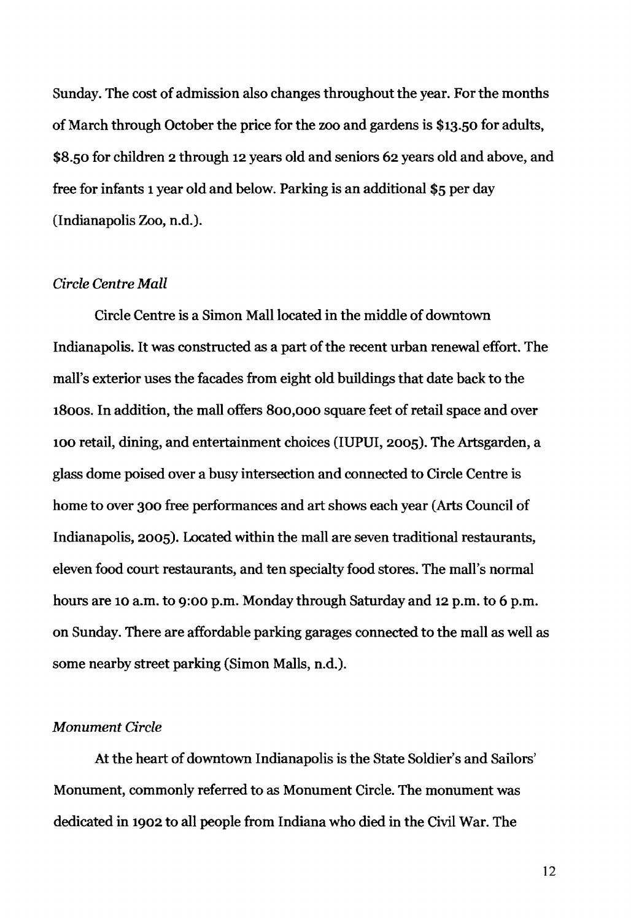Sunday. The cost of admission also changes throughout the year. For the months of March through October the price for the zoo and gardens is $13.50 for adults, $8.50 for children 2 through 12 years old and seniors 62 years old and above, and free for infants 1 year old and below. Parking is an additional $5 per day (Indianapolis Zoo, n.d.).

*Circle Centre Mall*

Circle Centre is a Simon Mall located in the middle of downtown Indianapolis. It was constructed as a part of the recent urban renewal effort. The mall's exterior uses the facades from eight old buildings that date back to the 1800s. In addition, the mall offers 800,000 square feet of retail space and over 100 retail, dining, and entertainment choices (IUPUI, 2005). The Artsgarden, a glass dome poised over a busy intersection and connected to Circle Centre is home to over 300 free performances and art shows each year (Arts Council of Indianapolis, 2005). Located within the mall are seven traditional restaurants, eleven food court restaurants, and ten specialty food stores. The mall's normal hours are 10 a.m. to 9:00 p.m. Monday through Saturday and 12 p.m. to 6 p.m. on Sunday. There are affordable parking garages connected to the mall as well as some nearby street parking (Simon Malls, n.d.).

*Monument Circle*

At the heart of downtown Indianapolis is the State Soldier's and Sailors' Monument, commonly referred to as Monument Circle. The monument was dedicated in 1902 to all people from Indiana who died in the Civil War. The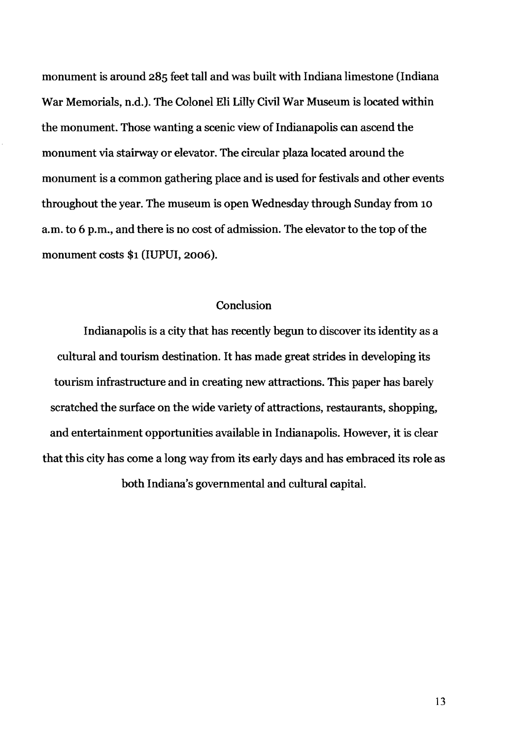monument is around 285 feet tall and was built with Indiana limestone (Indiana War Memorials, n.d.). The Colonel Eli Lilly Civil War Museum is located within the monument. Those wanting a scenic view of Indianapolis can ascend the monument via stairway or elevator. The circular plaza located around the monument is a common gathering place and is used for festivals and other events throughout the year. The museum is open Wednesday through Sunday from 10 a.m. to 6 p.m., and there is no cost of admission. The elevator to the top of the monument costs $1 (IUPUI, 2006).

## Conclusion

Indianapolis is a city that has recently begun to discover its identity as a cultural and tourism destination. It has made great strides in developing its tourism infrastructure and in creating new attractions. This paper has barely scratched the surface on the wide variety of attractions, restaurants, shopping, and entertainment opportunities available in Indianapolis. However, it is clear that this city has come a long way from its early days and has embraced its role as both Indiana's governmental and cultural capital.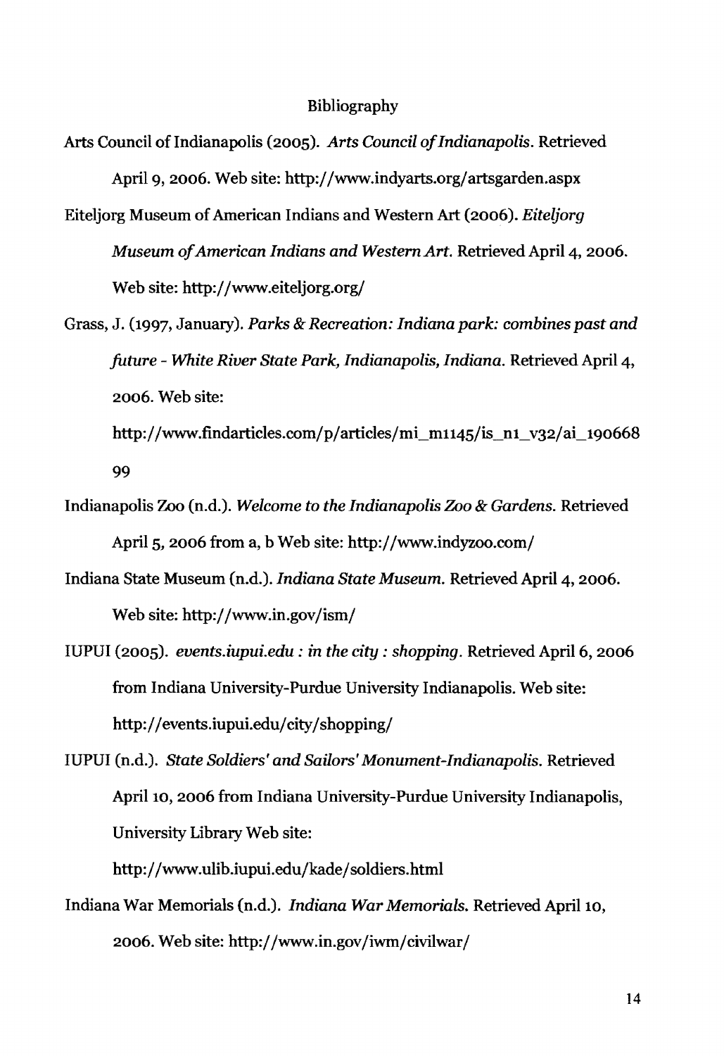# Bibliography

Arts Council of Indianapolis (2005). *Arts Council of Indianapolis*. Retrieved April 9, 2006. Web site: http://www.indyarts.org/artsgarden.aspx

Eiteljorg Museum of American Indians and Western Art (2006). *Eiteljorg Museum of American Indians and Western Art*. Retrieved April 4, 2006. Web site: http://www.eiteljorg.org/

Grass, J. (1997, January). *Parks & Recreation: Indiana park: combines past and future - White River State Park, Indianapolis, Indiana*. Retrieved April 4, 2006. Web site: http://www.findarticles.com/p/articles/mi_m1145/is_n1_v32/ai_19066899

Indianapolis Zoo (n.d.). *Welcome to the Indianapolis Zoo & Gardens*. Retrieved April 5, 2006 from a, b Web site: http://www.indyzoo.com/

Indiana State Museum (n.d.). *Indiana State Museum*. Retrieved April 4, 2006. Web site: http://www.in.gov/ism/

IUPUI (2005). *events.iupui.edu : in the city : shopping*. Retrieved April 6, 2006 from Indiana University-Purdue University Indianapolis. Web site: http://events.iupui.edu/city/shopping/

IUPUI (n.d.). *State Soldiers' and Sailors' Monument-Indianapolis*. Retrieved April 10, 2006 from Indiana University-Purdue University Indianapolis, University Library Web site: http://www.ulib.iupui.edu/kade/soldiers.html

Indiana War Memorials (n.d.). *Indiana War Memorials*. Retrieved April 10, 2006. Web site: http://www.in.gov/iwm/civilwar/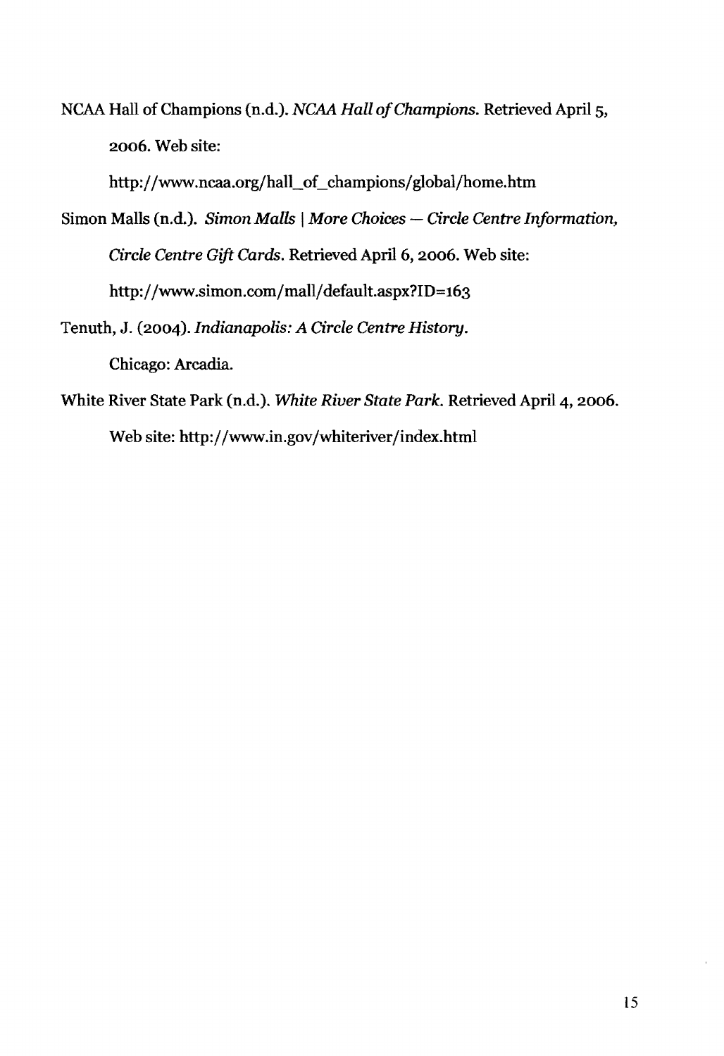NCAA Hall of Champions (n.d.). *NCAA Hall of Champions*. Retrieved April 5, 2006. Web site: http://www.ncaa.org/hall_of_champions/global/home.htm

Simon Malls (n.d.). *Simon Malls | More Choices — Circle Centre Information, Circle Centre Gift Cards*. Retrieved April 6, 2006. Web site: http://www.simon.com/mall/default.aspx?ID=163

Tenuth, J. (2004). *Indianapolis: A Circle Centre History*. Chicago: Arcadia.

White River State Park (n.d.). *White River State Park*. Retrieved April 4, 2006. Web site: http://www.in.gov/whiteriver/index.html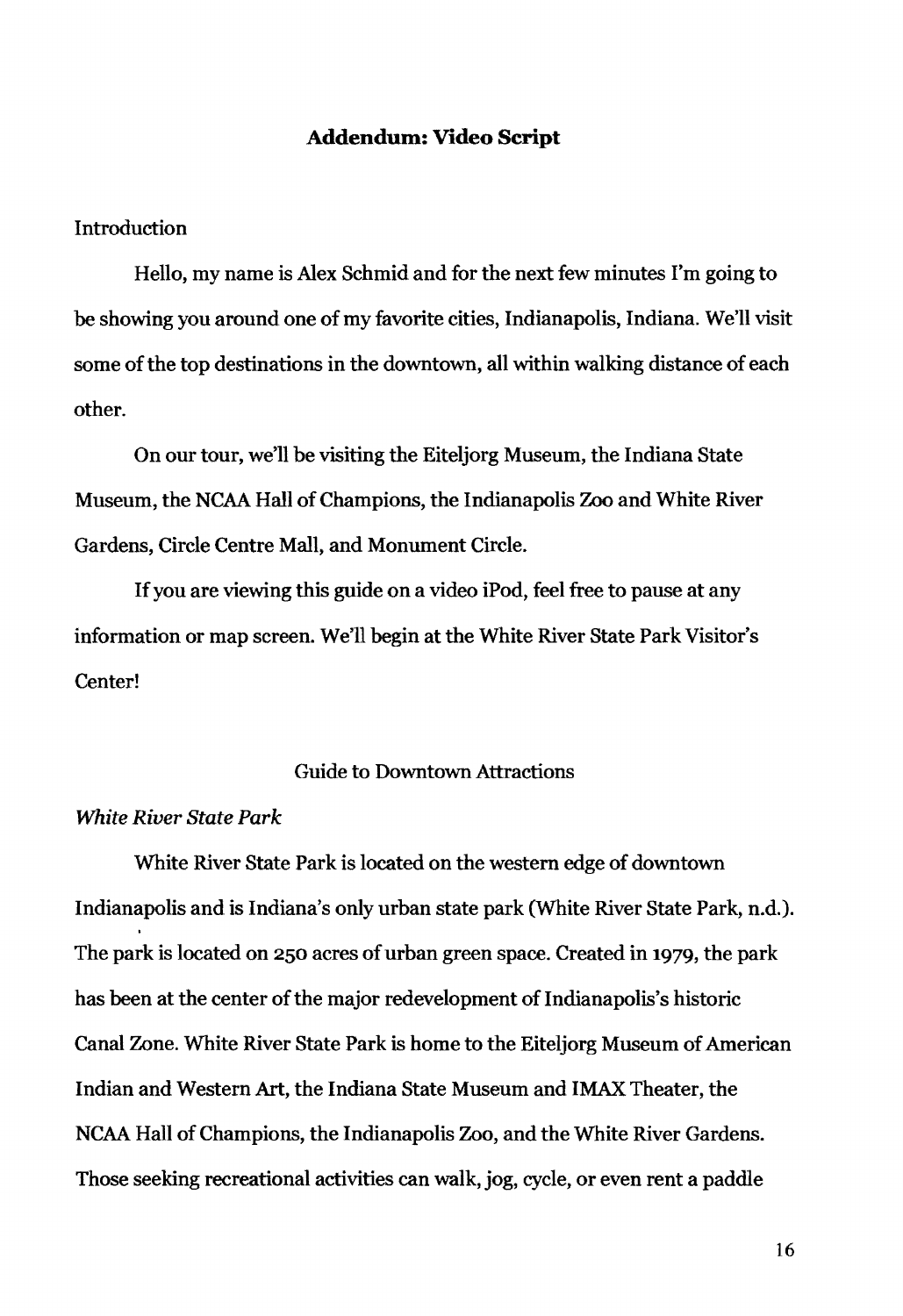## **Addendum: Video Script**

Introduction

Hello, my name is Alex Schmid and for the next few minutes I'm going to be showing you around one of my favorite cities, Indianapolis, Indiana. We'll visit some of the top destinations in the downtown, all within walking distance of each other.

On our tour, we'll be visiting the Eiteljorg Museum, the Indiana State Museum, the NCAA Hall of Champions, the Indianapolis Zoo and White River Gardens, Circle Centre Mall, and Monument Circle.

If you are viewing this guide on a video iPod, feel free to pause at any information or map screen. We'll begin at the White River State Park Visitor's Center!

Guide to Downtown Attractions

*White River State Park*

White River State Park is located on the western edge of downtown Indianapolis and is Indiana's only urban state park (White River State Park, n.d.). The park is located on 250 acres of urban green space. Created in 1979, the park has been at the center of the major redevelopment of Indianapolis's historic Canal Zone. White River State Park is home to the Eiteljorg Museum of American Indian and Western Art, the Indiana State Museum and IMAX Theater, the NCAA Hall of Champions, the Indianapolis Zoo, and the White River Gardens. Those seeking recreational activities can walk, jog, cycle, or even rent a paddle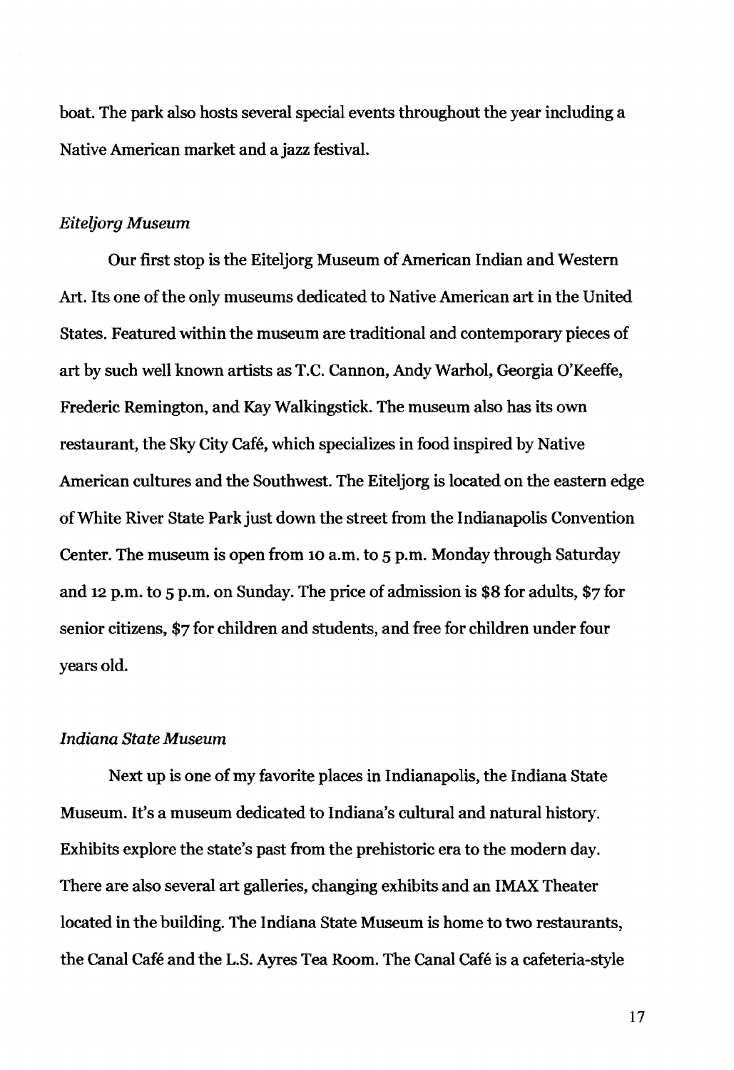boat. The park also hosts several special events throughout the year including a Native American market and a jazz festival.

*Eiteljorg Museum*

Our first stop is the Eiteljorg Museum of American Indian and Western Art. Its one of the only museums dedicated to Native American art in the United States. Featured within the museum are traditional and contemporary pieces of art by such well known artists as T.C. Cannon, Andy Warhol, Georgia O'Keeffe, Frederic Remington, and Kay Walkingstick. The museum also has its own restaurant, the Sky City Café, which specializes in food inspired by Native American cultures and the Southwest. The Eiteljorg is located on the eastern edge of White River State Park just down the street from the Indianapolis Convention Center. The museum is open from 10 a.m. to 5 p.m. Monday through Saturday and 12 p.m. to 5 p.m. on Sunday. The price of admission is $8 for adults, $7 for senior citizens, $7 for children and students, and free for children under four years old.

*Indiana State Museum*

Next up is one of my favorite places in Indianapolis, the Indiana State Museum. It's a museum dedicated to Indiana's cultural and natural history. Exhibits explore the state's past from the prehistoric era to the modern day. There are also several art galleries, changing exhibits and an IMAX Theater located in the building. The Indiana State Museum is home to two restaurants, the Canal Café and the L.S. Ayres Tea Room. The Canal Café is a cafeteria-style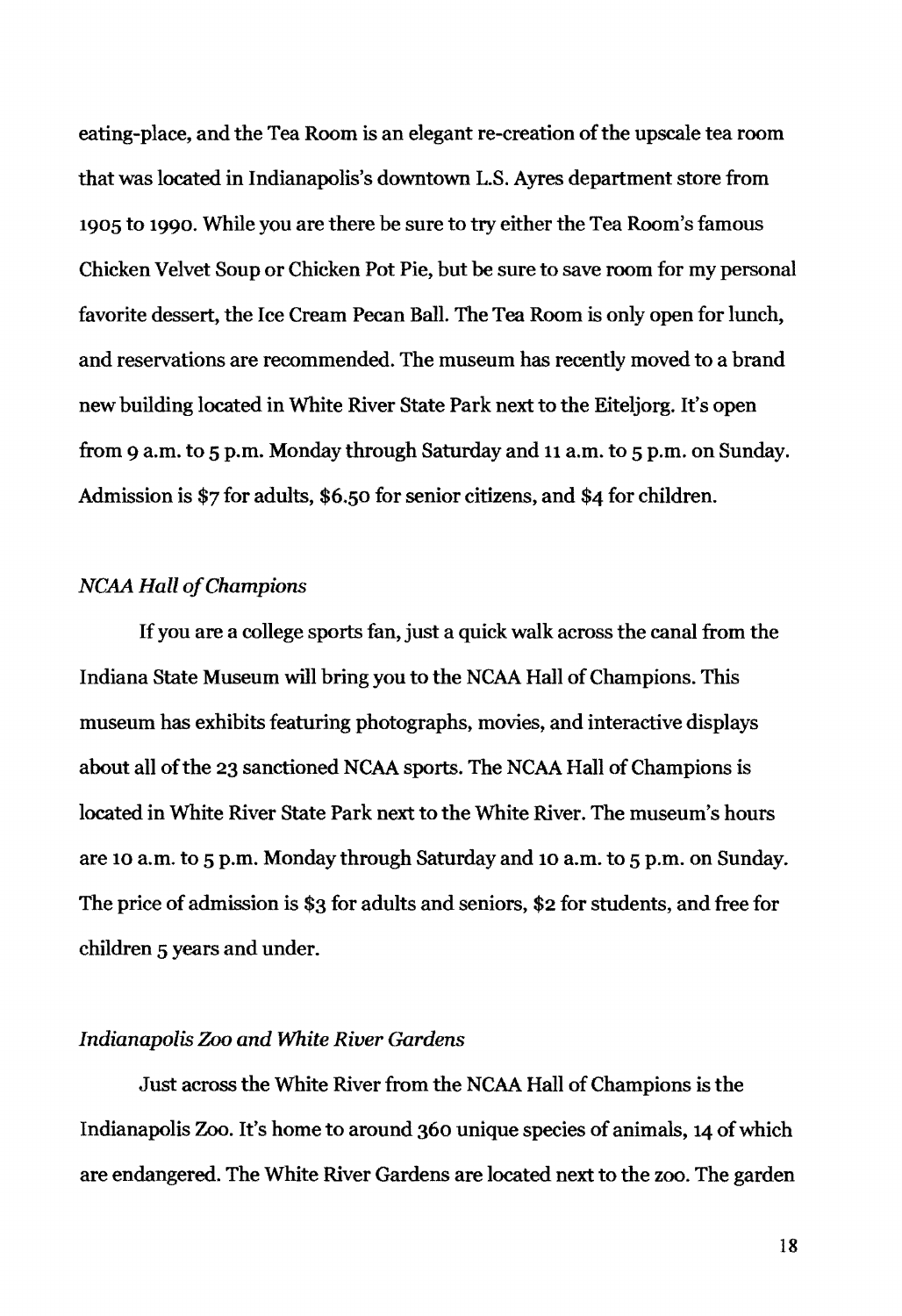eating-place, and the Tea Room is an elegant re-creation of the upscale tea room that was located in Indianapolis's downtown L.S. Ayres department store from 1905 to 1990. While you are there be sure to try either the Tea Room's famous Chicken Velvet Soup or Chicken Pot Pie, but be sure to save room for my personal favorite dessert, the Ice Cream Pecan Ball. The Tea Room is only open for lunch, and reservations are recommended. The museum has recently moved to a brand new building located in White River State Park next to the Eiteljorg. It's open from 9 a.m. to 5 p.m. Monday through Saturday and 11 a.m. to 5 p.m. on Sunday. Admission is $7 for adults, $6.50 for senior citizens, and $4 for children.

*NCAA Hall of Champions*

If you are a college sports fan, just a quick walk across the canal from the Indiana State Museum will bring you to the NCAA Hall of Champions. This museum has exhibits featuring photographs, movies, and interactive displays about all of the 23 sanctioned NCAA sports. The NCAA Hall of Champions is located in White River State Park next to the White River. The museum's hours are 10 a.m. to 5 p.m. Monday through Saturday and 10 a.m. to 5 p.m. on Sunday. The price of admission is $3 for adults and seniors, $2 for students, and free for children 5 years and under.

*Indianapolis Zoo and White River Gardens*

Just across the White River from the NCAA Hall of Champions is the Indianapolis Zoo. It's home to around 360 unique species of animals, 14 of which are endangered. The White River Gardens are located next to the zoo. The garden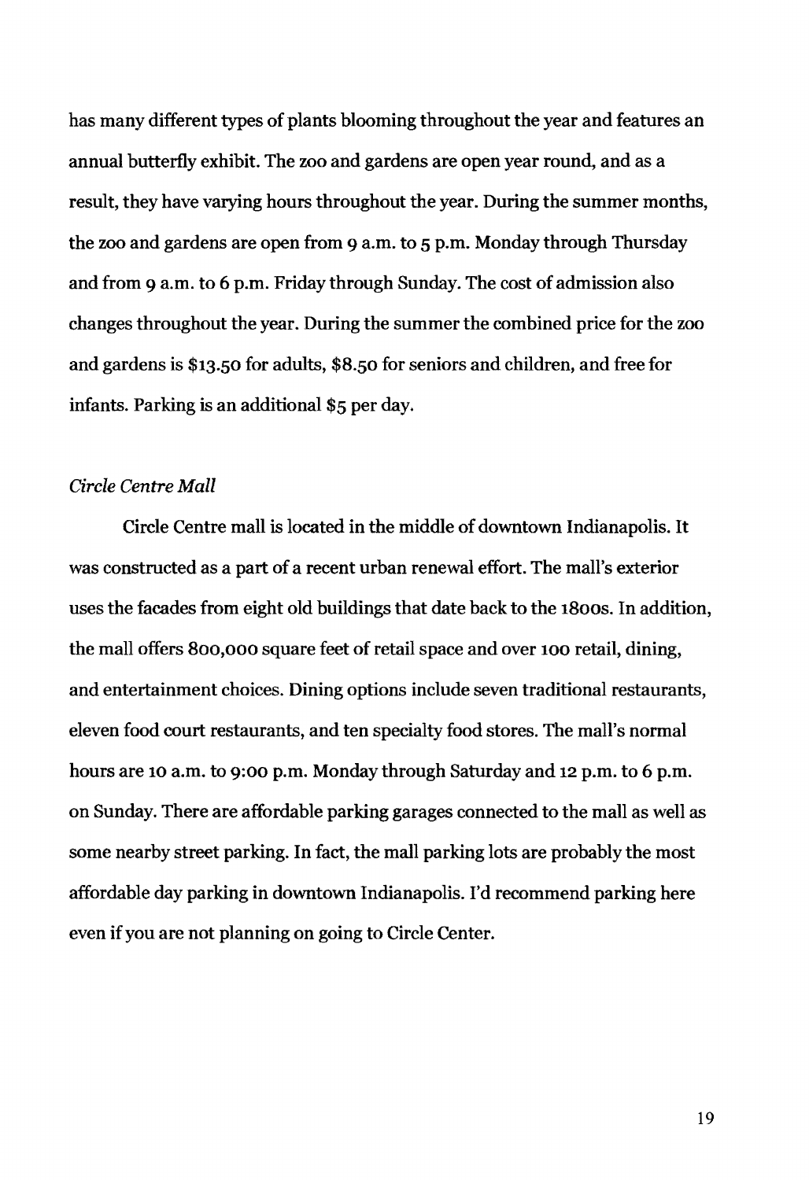has many different types of plants blooming throughout the year and features an annual butterfly exhibit. The zoo and gardens are open year round, and as a result, they have varying hours throughout the year. During the summer months, the zoo and gardens are open from 9 a.m. to 5 p.m. Monday through Thursday and from 9 a.m. to 6 p.m. Friday through Sunday. The cost of admission also changes throughout the year. During the summer the combined price for the zoo and gardens is $13.50 for adults, $8.50 for seniors and children, and free for infants. Parking is an additional $5 per day.

*Circle Centre Mall*

Circle Centre mall is located in the middle of downtown Indianapolis. It was constructed as a part of a recent urban renewal effort. The mall's exterior uses the facades from eight old buildings that date back to the 1800s. In addition, the mall offers 800,000 square feet of retail space and over 100 retail, dining, and entertainment choices. Dining options include seven traditional restaurants, eleven food court restaurants, and ten specialty food stores. The mall's normal hours are 10 a.m. to 9:00 p.m. Monday through Saturday and 12 p.m. to 6 p.m. on Sunday. There are affordable parking garages connected to the mall as well as some nearby street parking. In fact, the mall parking lots are probably the most affordable day parking in downtown Indianapolis. I'd recommend parking here even if you are not planning on going to Circle Center.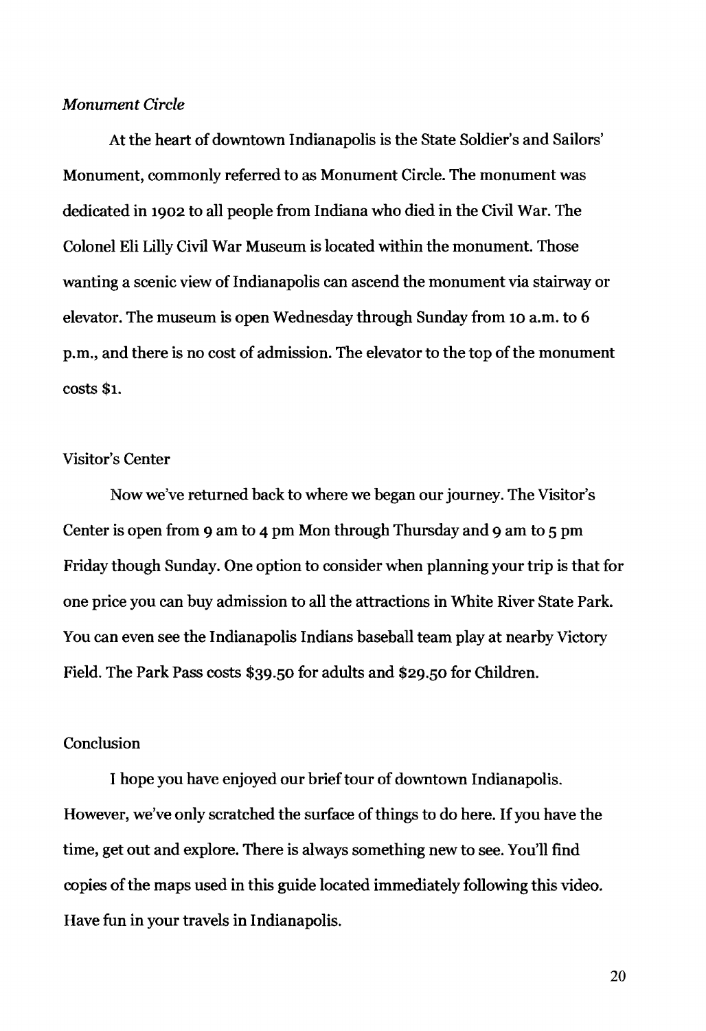*Monument Circle*

At the heart of downtown Indianapolis is the State Soldier's and Sailors' Monument, commonly referred to as Monument Circle. The monument was dedicated in 1902 to all people from Indiana who died in the Civil War. The Colonel Eli Lilly Civil War Museum is located within the monument. Those wanting a scenic view of Indianapolis can ascend the monument via stairway or elevator. The museum is open Wednesday through Sunday from 10 a.m. to 6 p.m., and there is no cost of admission. The elevator to the top of the monument costs $1.

Visitor's Center

Now we've returned back to where we began our journey. The Visitor's Center is open from 9 am to 4 pm Mon through Thursday and 9 am to 5 pm Friday though Sunday. One option to consider when planning your trip is that for one price you can buy admission to all the attractions in White River State Park. You can even see the Indianapolis Indians baseball team play at nearby Victory Field. The Park Pass costs $39.50 for adults and $29.50 for Children.

Conclusion

I hope you have enjoyed our brief tour of downtown Indianapolis. However, we've only scratched the surface of things to do here. If you have the time, get out and explore. There is always something new to see. You'll find copies of the maps used in this guide located immediately following this video. Have fun in your travels in Indianapolis.